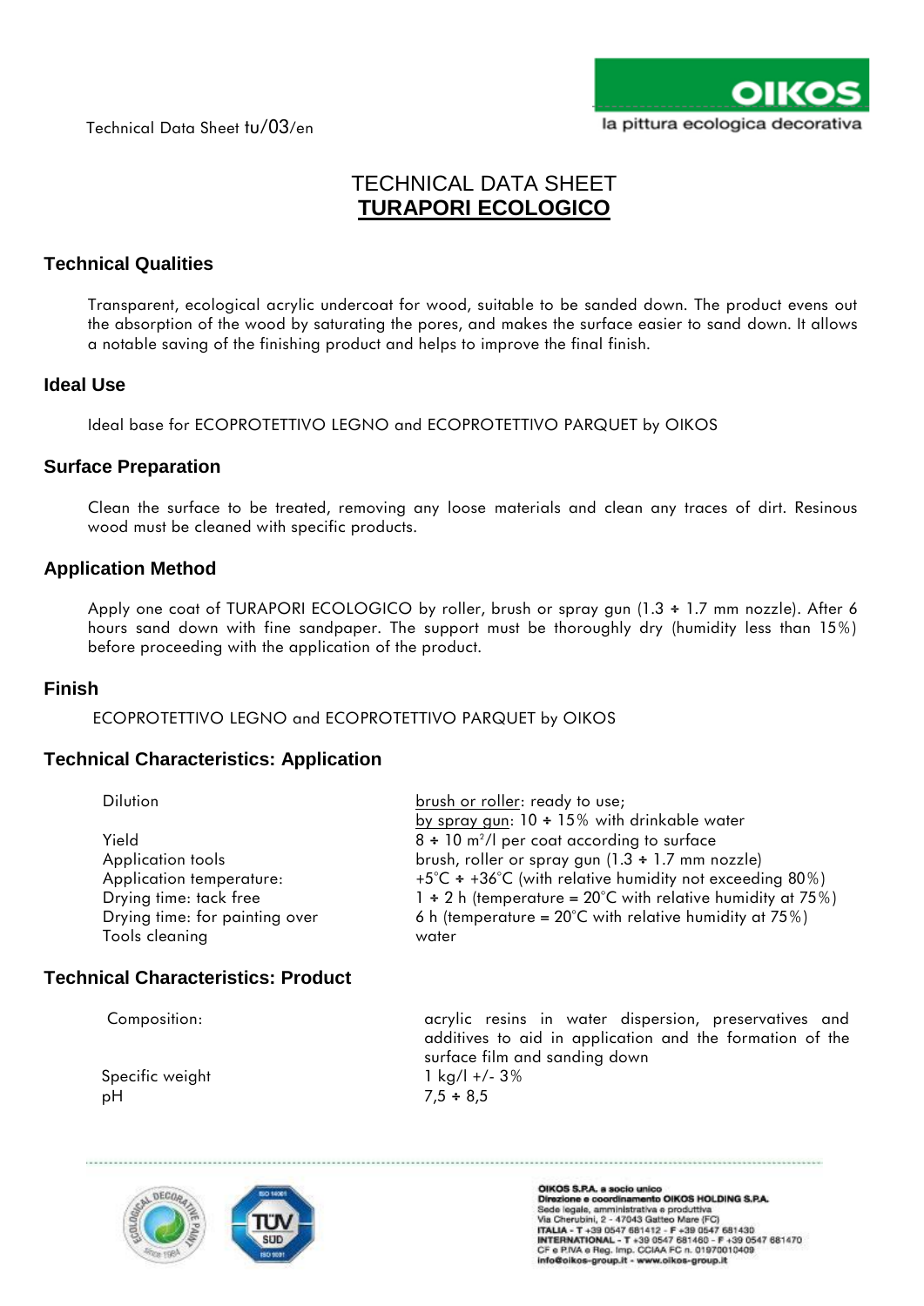Technical Data Sheet tu/03/en

# TECHNICAL DATA SHEET
# TURAPORI ECOLOGICO

## Technical Qualities

Transparent, ecological acrylic undercoat for wood, suitable to be sanded down. The product evens out the absorption of the wood by saturating the pores, and makes the surface easier to sand down. It allows a notable saving of the finishing product and helps to improve the final finish.

## Ideal Use

Ideal base for ECOPROTETTIVO LEGNO and ECOPROTETTIVO PARQUET by OIKOS

## Surface Preparation

Clean the surface to be treated, removing any loose materials and clean any traces of dirt. Resinous wood must be cleaned with specific products.

## Application Method

Apply one coat of TURAPORI ECOLOGICO by roller, brush or spray gun (1.3 ÷ 1.7 mm nozzle). After 6 hours sand down with fine sandpaper. The support must be thoroughly dry (humidity less than 15%) before proceeding with the application of the product.

## Finish

ECOPROTETTIVO LEGNO and ECOPROTETTIVO PARQUET by OIKOS

## Technical Characteristics: Application

| | |
|---|---|
| Dilution | brush or roller: ready to use;<br>by spray gun: 10 ÷ 15% with drinkable water |
| Yield | 8 ÷ 10 $m^2$/l per coat according to surface |
| Application tools | brush, roller or spray gun (1.3 ÷ 1.7 mm nozzle) |
| Application temperature: | +5°C ÷ +36°C (with relative humidity not exceeding 80%) |
| Drying time: tack free | 1 ÷ 2 h (temperature = 20°C with relative humidity at 75%) |
| Drying time: for painting over | 6 h (temperature = 20°C with relative humidity at 75%) |
| Tools cleaning | water |

## Technical Characteristics: Product

| | |
|---|---|
| Composition: | acrylic resins in water dispersion, preservatives and additives to aid in application and the formation of the surface film and sanding down |
| Specific weight | 1 kg/l +/- 3% |
| pH | 7,5 ÷ 8,5 |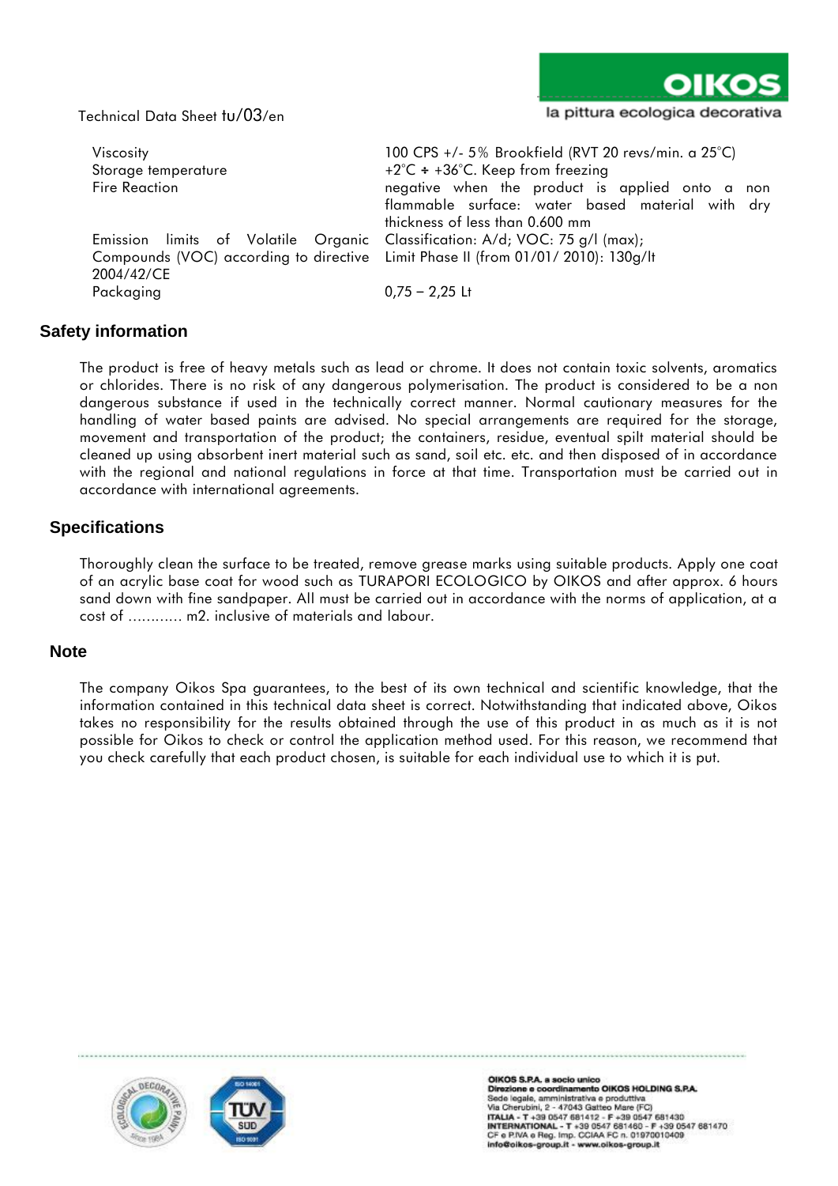Technical Data Sheet tu/03/en

| | |
|---|---|
| Viscosity | 100 CPS +/- 5% Brookfield (RVT 20 revs/min. a 25°C) |
| Storage temperature | +2°C ÷ +36°C. Keep from freezing |
| Fire Reaction | negative when the product is applied onto a non flammable surface: water based material with dry thickness of less than 0.600 mm |
| Emission limits of Volatile Organic Compounds (VOC) according to directive 2004/42/CE | Classification: A/d; VOC: 75 g/l (max); Limit Phase II (from 01/01/ 2010): 130g/lt |
| Packaging | 0,75 – 2,25 Lt |

## Safety information

The product is free of heavy metals such as lead or chrome. It does not contain toxic solvents, aromatics or chlorides. There is no risk of any dangerous polymerisation. The product is considered to be a non dangerous substance if used in the technically correct manner. Normal cautionary measures for the handling of water based paints are advised. No special arrangements are required for the storage, movement and transportation of the product; the containers, residue, eventual spilt material should be cleaned up using absorbent inert material such as sand, soil etc. etc. and then disposed of in accordance with the regional and national regulations in force at that time. Transportation must be carried out in accordance with international agreements.

## Specifications

Thoroughly clean the surface to be treated, remove grease marks using suitable products. Apply one coat of an acrylic base coat for wood such as TURAPORI ECOLOGICO by OIKOS and after approx. 6 hours sand down with fine sandpaper. All must be carried out in accordance with the norms of application, at a cost of ............ m2. inclusive of materials and labour.

## Note

The company Oikos Spa guarantees, to the best of its own technical and scientific knowledge, that the information contained in this technical data sheet is correct. Notwithstanding that indicated above, Oikos takes no responsibility for the results obtained through the use of this product in as much as it is not possible for Oikos to check or control the application method used. For this reason, we recommend that you check carefully that each product chosen, is suitable for each individual use to which it is put.